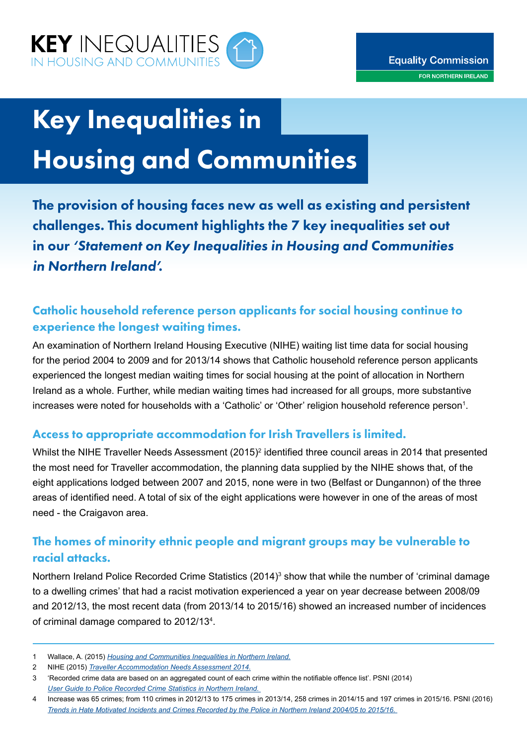KEY INEQUALITIES IN HOUSING AND COMMUNITIES

Equality Commission FOR NORTHERN IRELAND

# Key Inequalities in Housing and Communities

**The provision of housing faces new as well as existing and persistent challenges. This document highlights the 7 key inequalities set out in our *'Statement on Key Inequalities in Housing and Communities in Northern Ireland'.***

## Catholic household reference person applicants for social housing continue to experience the longest waiting times.

An examination of Northern Ireland Housing Executive (NIHE) waiting list time data for social housing for the period 2004 to 2009 and for 2013/14 shows that Catholic household reference person applicants experienced the longest median waiting times for social housing at the point of allocation in Northern Ireland as a whole. Further, while median waiting times had increased for all groups, more substantive increases were noted for households with a 'Catholic' or 'Other' religion household reference person[1].

## Access to appropriate accommodation for Irish Travellers is limited.

Whilst the NIHE Traveller Needs Assessment (2015)[2] identified three council areas in 2014 that presented the most need for Traveller accommodation, the planning data supplied by the NIHE shows that, of the eight applications lodged between 2007 and 2015, none were in two (Belfast or Dungannon) of the three areas of identified need. A total of six of the eight applications were however in one of the areas of most need - the Craigavon area.

## The homes of minority ethnic people and migrant groups may be vulnerable to racial attacks.

Northern Ireland Police Recorded Crime Statistics (2014)[3] show that while the number of 'criminal damage to a dwelling crimes' that had a racist motivation experienced a year on year decrease between 2008/09 and 2012/13, the most recent data (from 2013/14 to 2015/16) showed an increased number of incidences of criminal damage compared to 2012/13[4].

---

1 Wallace, A. (2015) *Housing and Communities Inequalities in Northern Ireland.*

2 NIHE (2015) *Traveller Accommodation Needs Assessment 2014.*

3 'Recorded crime data are based on an aggregated count of each crime within the notifiable offence list'. PSNI (2014) *User Guide to Police Recorded Crime Statistics in Northern Ireland.*

4 Increase was 65 crimes; from 110 crimes in 2012/13 to 175 crimes in 2013/14, 258 crimes in 2014/15 and 197 crimes in 2015/16. PSNI (2016) *Trends in Hate Motivated Incidents and Crimes Recorded by the Police in Northern Ireland 2004/05 to 2015/16.*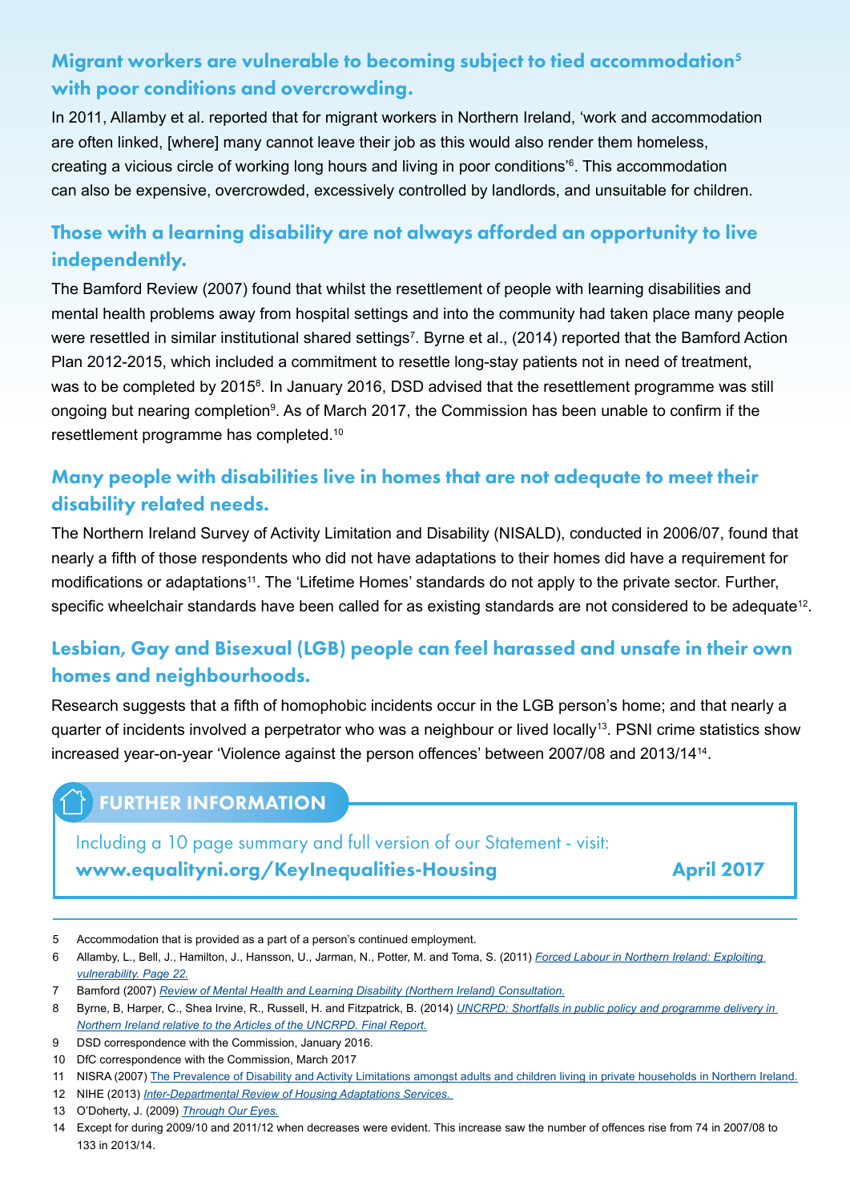## Migrant workers are vulnerable to becoming subject to tied accommodation[5] with poor conditions and overcrowding.

In 2011, Allamby et al. reported that for migrant workers in Northern Ireland, 'work and accommodation are often linked, [where] many cannot leave their job as this would also render them homeless, creating a vicious circle of working long hours and living in poor conditions'[6]. This accommodation can also be expensive, overcrowded, excessively controlled by landlords, and unsuitable for children.

## Those with a learning disability are not always afforded an opportunity to live independently.

The Bamford Review (2007) found that whilst the resettlement of people with learning disabilities and mental health problems away from hospital settings and into the community had taken place many people were resettled in similar institutional shared settings[7]. Byrne et al., (2014) reported that the Bamford Action Plan 2012-2015, which included a commitment to resettle long-stay patients not in need of treatment, was to be completed by 2015[8]. In January 2016, DSD advised that the resettlement programme was still ongoing but nearing completion[9]. As of March 2017, the Commission has been unable to confirm if the resettlement programme has completed.[10]

## Many people with disabilities live in homes that are not adequate to meet their disability related needs.

The Northern Ireland Survey of Activity Limitation and Disability (NISALD), conducted in 2006/07, found that nearly a fifth of those respondents who did not have adaptations to their homes did have a requirement for modifications or adaptations[11]. The 'Lifetime Homes' standards do not apply to the private sector. Further, specific wheelchair standards have been called for as existing standards are not considered to be adequate[12].

## Lesbian, Gay and Bisexual (LGB) people can feel harassed and unsafe in their own homes and neighbourhoods.

Research suggests that a fifth of homophobic incidents occur in the LGB person's home; and that nearly a quarter of incidents involved a perpetrator who was a neighbour or lived locally[13]. PSNI crime statistics show increased year-on-year 'Violence against the person offences' between 2007/08 and 2013/14[14].

## FURTHER INFORMATION

Including a 10 page summary and full version of our Statement - visit:
**www.equalityni.org/KeyInequalities-Housing** **April 2017**

---

5 Accommodation that is provided as a part of a person's continued employment.

6 Allamby, L., Bell, J., Hamilton, J., Hansson, U., Jarman, N., Potter, M. and Toma, S. (2011) *Forced Labour in Northern Ireland: Exploiting vulnerability. Page 22.*

7 Bamford (2007) *Review of Mental Health and Learning Disability (Northern Ireland) Consultation.*

8 Byrne, B, Harper, C., Shea Irvine, R., Russell, H. and Fitzpatrick, B. (2014) *UNCRPD: Shortfalls in public policy and programme delivery in Northern Ireland relative to the Articles of the UNCRPD. Final Report.*

9 DSD correspondence with the Commission, January 2016.

10 DfC correspondence with the Commission, March 2017

11 NISRA (2007) The Prevalence of Disability and Activity Limitations amongst adults and children living in private households in Northern Ireland.

12 NIHE (2013) *Inter-Departmental Review of Housing Adaptations Services.*

13 O'Doherty, J. (2009) *Through Our Eyes.*

14 Except for during 2009/10 and 2011/12 when decreases were evident. This increase saw the number of offences rise from 74 in 2007/08 to 133 in 2013/14.